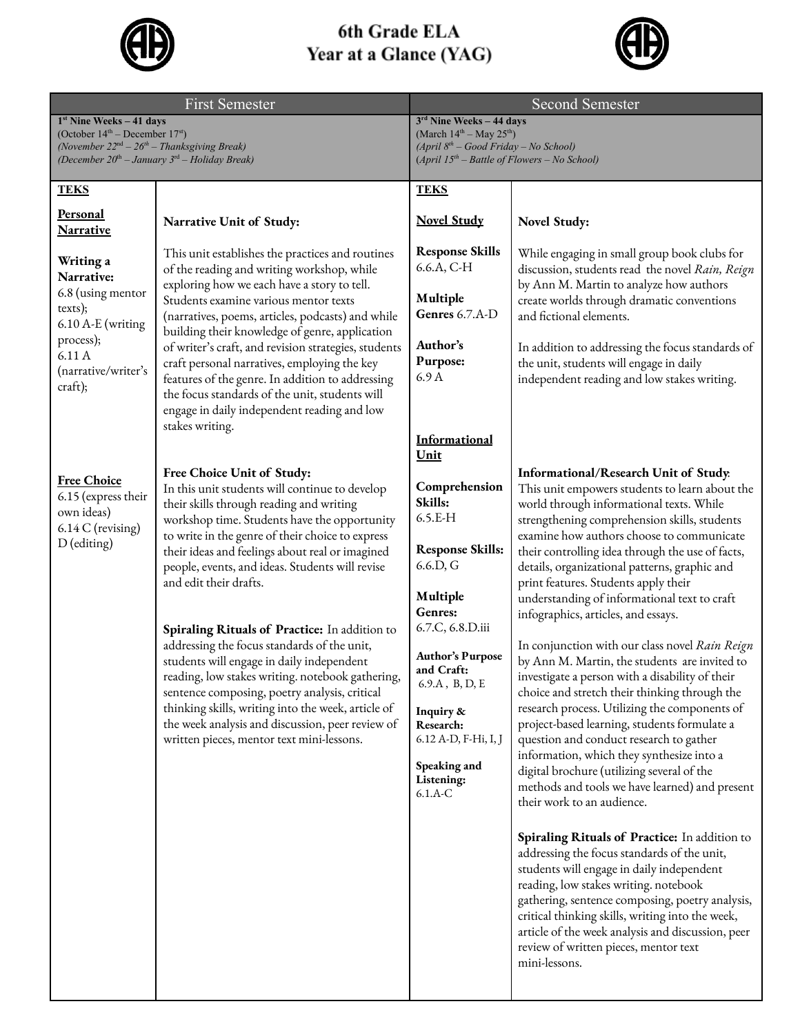# 6th Grade ELA
# Year at a Glance (YAG)

| First Semester | | Second Semester | |
|---|---|---|---|
| **1st Nine Weeks – 41 days**<br>(October 14th – December 17st)<br>*(November 22nd – 26th – Thanksgiving Break)*<br>*(December 20th – January 3rd – Holiday Break)* | | **3rd Nine Weeks – 44 days**<br>(March 14th – May 25th)<br>*(April 8th – Good Friday – No School)*<br>*(April 15th – Battle of Flowers – No School)* | |
| **TEKS**<br><br>**Personal Narrative**<br><br>**Writing a Narrative:**<br>6.8 (using mentor texts);<br>6.10 A-E (writing process);<br>6.11 A (narrative/writer's craft); | **Narrative Unit of Study:**<br><br>This unit establishes the practices and routines of the reading and writing workshop, while exploring how we each have a story to tell. Students examine various mentor texts (narratives, poems, articles, podcasts) and while building their knowledge of genre, application of writer's craft, and revision strategies, students craft personal narratives, employing the key features of the genre. In addition to addressing the focus standards of the unit, students will engage in daily independent reading and low stakes writing. | **TEKS**<br><br>**Novel Study**<br><br>**Response Skills** 6.6.A, C-H<br><br>**Multiple Genres** 6.7.A-D<br><br>**Author's Purpose:** 6.9 A | **Novel Study:**<br><br>While engaging in small group book clubs for discussion, students read the novel *Rain, Reign* by Ann M. Martin to analyze how authors create worlds through dramatic conventions and fictional elements.<br><br>In addition to addressing the focus standards of the unit, students will engage in daily independent reading and low stakes writing. |
| **Free Choice**<br>6.15 (express their own ideas)<br>6.14 C (revising) D (editing) | **Free Choice Unit of Study:**<br>In this unit students will continue to develop their skills through reading and writing workshop time. Students have the opportunity to write in the genre of their choice to express their ideas and feelings about real or imagined people, events, and ideas. Students will revise and edit their drafts.<br><br>**Spiraling Rituals of Practice:** In addition to addressing the focus standards of the unit, students will engage in daily independent reading, low stakes writing. notebook gathering, sentence composing, poetry analysis, critical thinking skills, writing into the week, article of the week analysis and discussion, peer review of written pieces, mentor text mini-lessons. | **Informational Unit**<br><br>**Comprehension Skills:** 6.5.E-H<br><br>**Response Skills:** 6.6.D, G<br><br>**Multiple Genres:** 6.7.C, 6.8.D.iii<br><br>**Author's Purpose and Craft:** 6.9.A , B, D, E<br><br>**Inquiry & Research:** 6.12 A-D, F-Hi, I, J<br><br>**Speaking and Listening:** 6.1.A-C | **Informational/Research Unit of Study**: This unit empowers students to learn about the world through informational texts. While strengthening comprehension skills, students examine how authors choose to communicate their controlling idea through the use of facts, details, organizational patterns, graphic and print features. Students apply their understanding of informational text to craft infographics, articles, and essays.<br><br>In conjunction with our class novel *Rain Reign* by Ann M. Martin, the students are invited to investigate a person with a disability of their choice and stretch their thinking through the research process. Utilizing the components of project-based learning, students formulate a question and conduct research to gather information, which they synthesize into a digital brochure (utilizing several of the methods and tools we have learned) and present their work to an audience.<br><br>**Spiraling Rituals of Practice:** In addition to addressing the focus standards of the unit, students will engage in daily independent reading, low stakes writing. notebook gathering, sentence composing, poetry analysis, critical thinking skills, writing into the week, article of the week analysis and discussion, peer review of written pieces, mentor text mini-lessons. |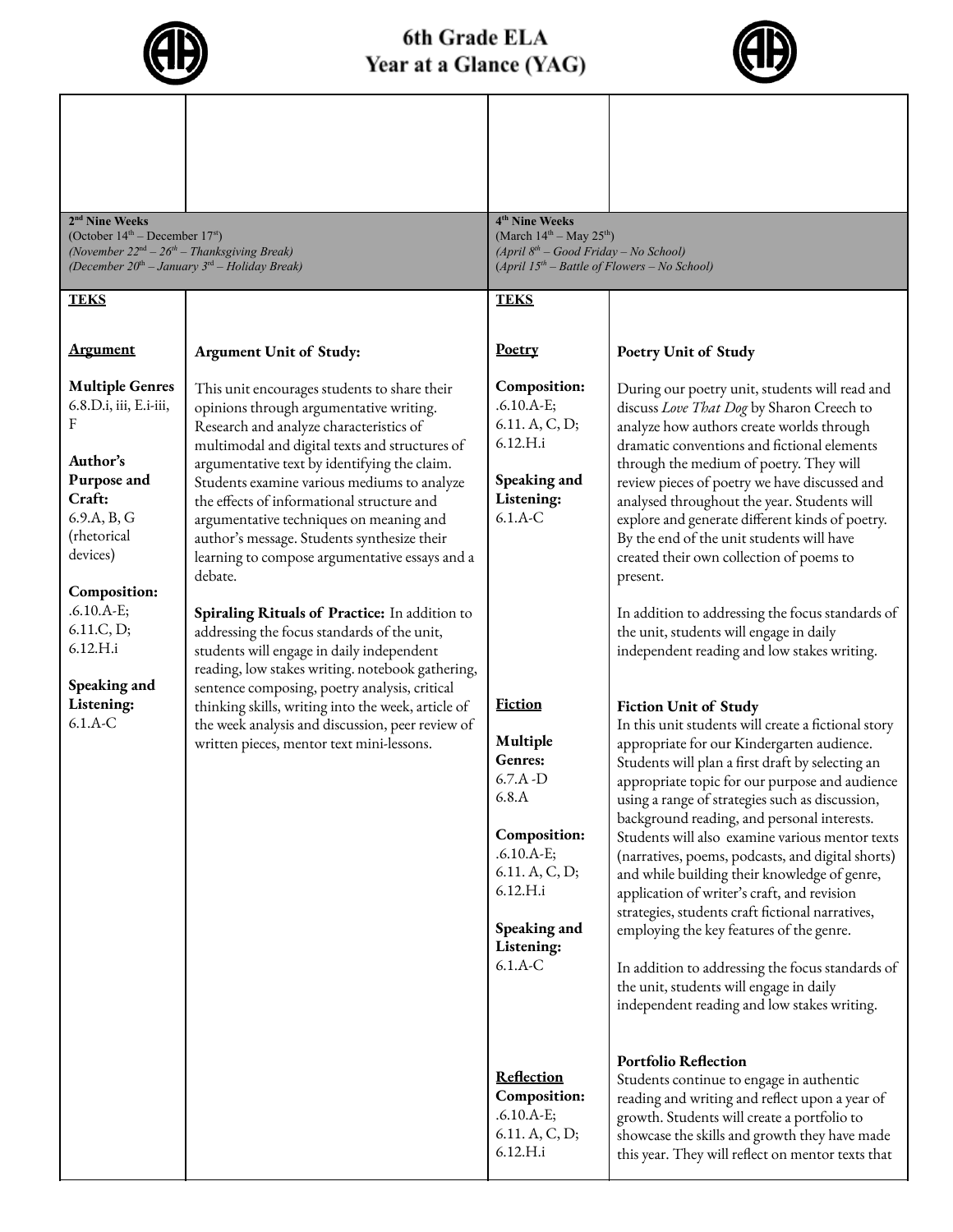# 6th Grade ELA
# Year at a Glance (YAG)

| | | | |
|---|---|---|---|
| | | | |
| **2nd Nine Weeks**<br>(October 14th – December 17st)<br>*(November 22nd – 26th – Thanksgiving Break)*<br>*(December 20th – January 3rd – Holiday Break)* | | **4th Nine Weeks**<br>(March 14th – May 25th)<br>*(April 8th – Good Friday – No School)*<br>*(April 15th – Battle of Flowers – No School)* | |
| **TEKS** | | **TEKS** | |
| **Argument**<br><br>**Multiple Genres**<br>6.8.D.i, iii, E.i-iii, F<br><br>**Author's Purpose and Craft:**<br>6.9.A, B, G (rhetorical devices)<br><br>**Composition:**<br>.6.10.A-E;<br>6.11.C, D;<br>6.12.H.i<br><br>**Speaking and Listening:**<br>6.1.A-C | **Argument Unit of Study:**<br><br>This unit encourages students to share their opinions through argumentative writing. Research and analyze characteristics of multimodal and digital texts and structures of argumentative text by identifying the claim. Students examine various mediums to analyze the effects of informational structure and argumentative techniques on meaning and author's message. Students synthesize their learning to compose argumentative essays and a debate.<br><br>**Spiraling Rituals of Practice:** In addition to addressing the focus standards of the unit, students will engage in daily independent reading, low stakes writing. notebook gathering, sentence composing, poetry analysis, critical thinking skills, writing into the week, article of the week analysis and discussion, peer review of written pieces, mentor text mini-lessons. | **Poetry**<br><br>**Composition:**<br>.6.10.A-E;<br>6.11. A, C, D;<br>6.12.H.i<br><br>**Speaking and Listening:**<br>6.1.A-C | **Poetry Unit of Study**<br><br>During our poetry unit, students will read and discuss *Love That Dog* by Sharon Creech to analyze how authors create worlds through dramatic conventions and fictional elements through the medium of poetry. They will review pieces of poetry we have discussed and analysed throughout the year. Students will explore and generate different kinds of poetry. By the end of the unit students will have created their own collection of poems to present.<br><br>In addition to addressing the focus standards of the unit, students will engage in daily independent reading and low stakes writing. |
| | | **Fiction**<br><br>**Multiple Genres:**<br>6.7.A -D<br>6.8.A<br><br>**Composition:**<br>.6.10.A-E;<br>6.11. A, C, D;<br>6.12.H.i<br><br>**Speaking and Listening:**<br>6.1.A-C | **Fiction Unit of Study**<br>In this unit students will create a fictional story appropriate for our Kindergarten audience. Students will plan a first draft by selecting an appropriate topic for our purpose and audience using a range of strategies such as discussion, background reading, and personal interests. Students will also examine various mentor texts (narratives, poems, podcasts, and digital shorts) and while building their knowledge of genre, application of writer's craft, and revision strategies, students craft fictional narratives, employing the key features of the genre.<br><br>In addition to addressing the focus standards of the unit, students will engage in daily independent reading and low stakes writing. |
| | | **Reflection**<br>**Composition:**<br>.6.10.A-E;<br>6.11. A, C, D;<br>6.12.H.i | **Portfolio Reflection**<br>Students continue to engage in authentic reading and writing and reflect upon a year of growth. Students will create a portfolio to showcase the skills and growth they have made this year. They will reflect on mentor texts that |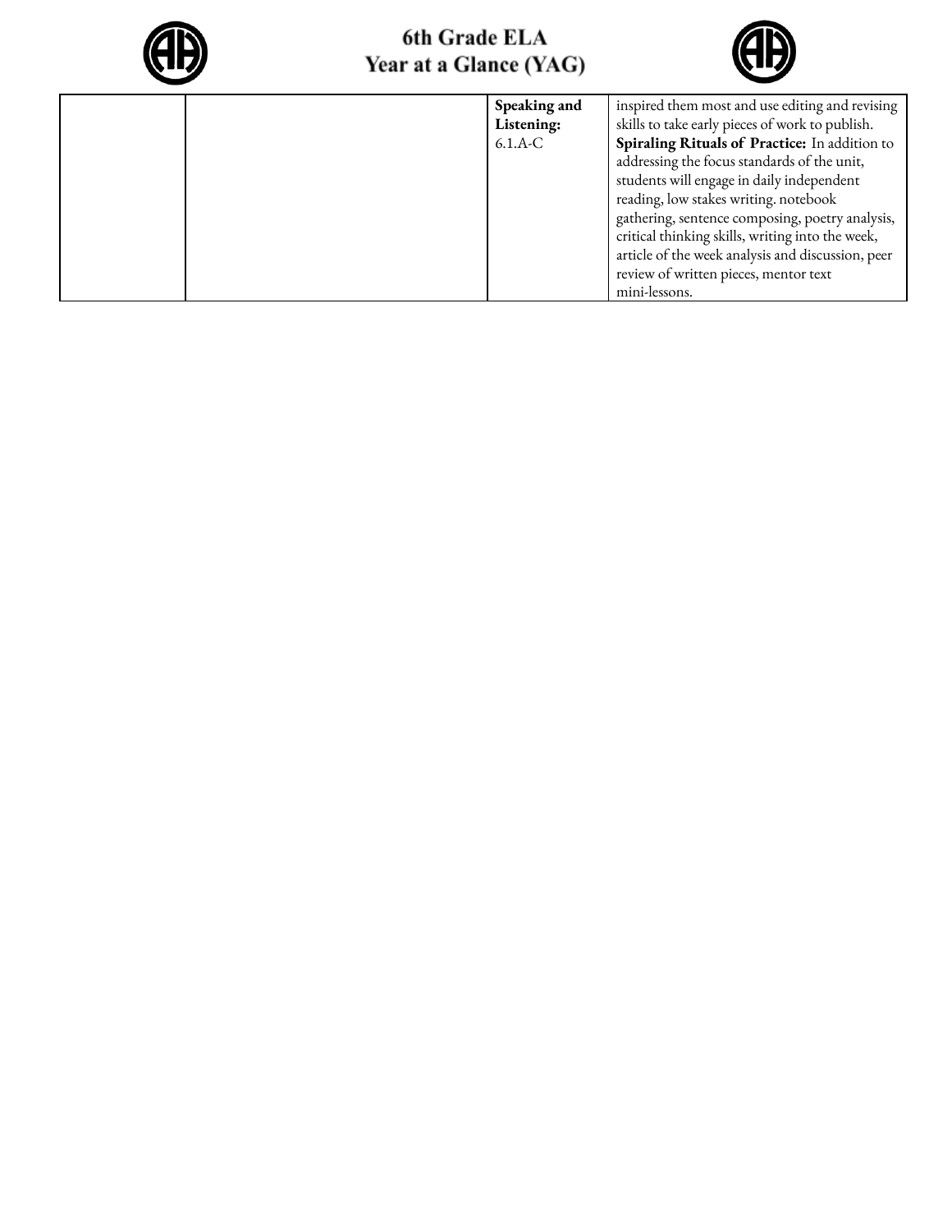| | | | |
|---|---|---|---|
| | | **Speaking and Listening:** 6.1.A-C | inspired them most and use editing and revising skills to take early pieces of work to publish. **Spiraling Rituals of Practice:** In addition to addressing the focus standards of the unit, students will engage in daily independent reading, low stakes writing. notebook gathering, sentence composing, poetry analysis, critical thinking skills, writing into the week, article of the week analysis and discussion, peer review of written pieces, mentor text mini-lessons. |